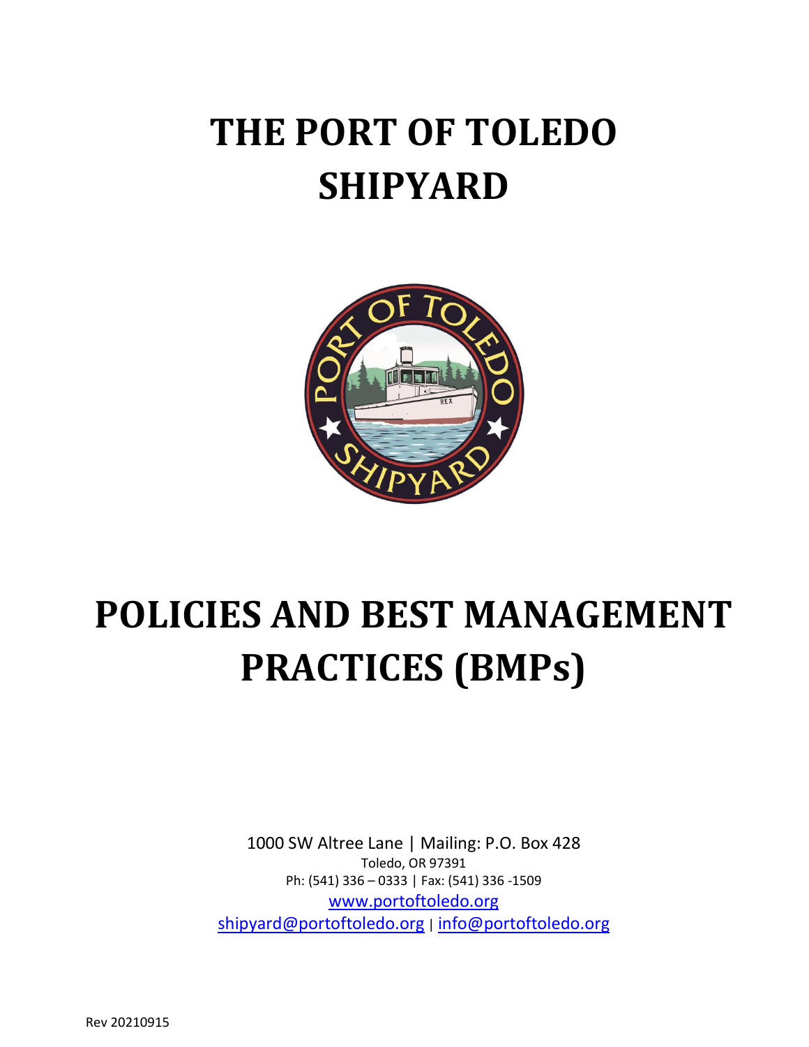# THE PORT OF TOLEDO SHIPYARD

# POLICIES AND BEST MANAGEMENT PRACTICES (BMPs)

1000 SW Altree Lane | Mailing: P.O. Box 428
Toledo, OR 97391
Ph: (541) 336 – 0333 | Fax: (541) 336 -1509
www.portoftoledo.org
shipyard@portoftoledo.org | info@portoftoledo.org

Rev 20210915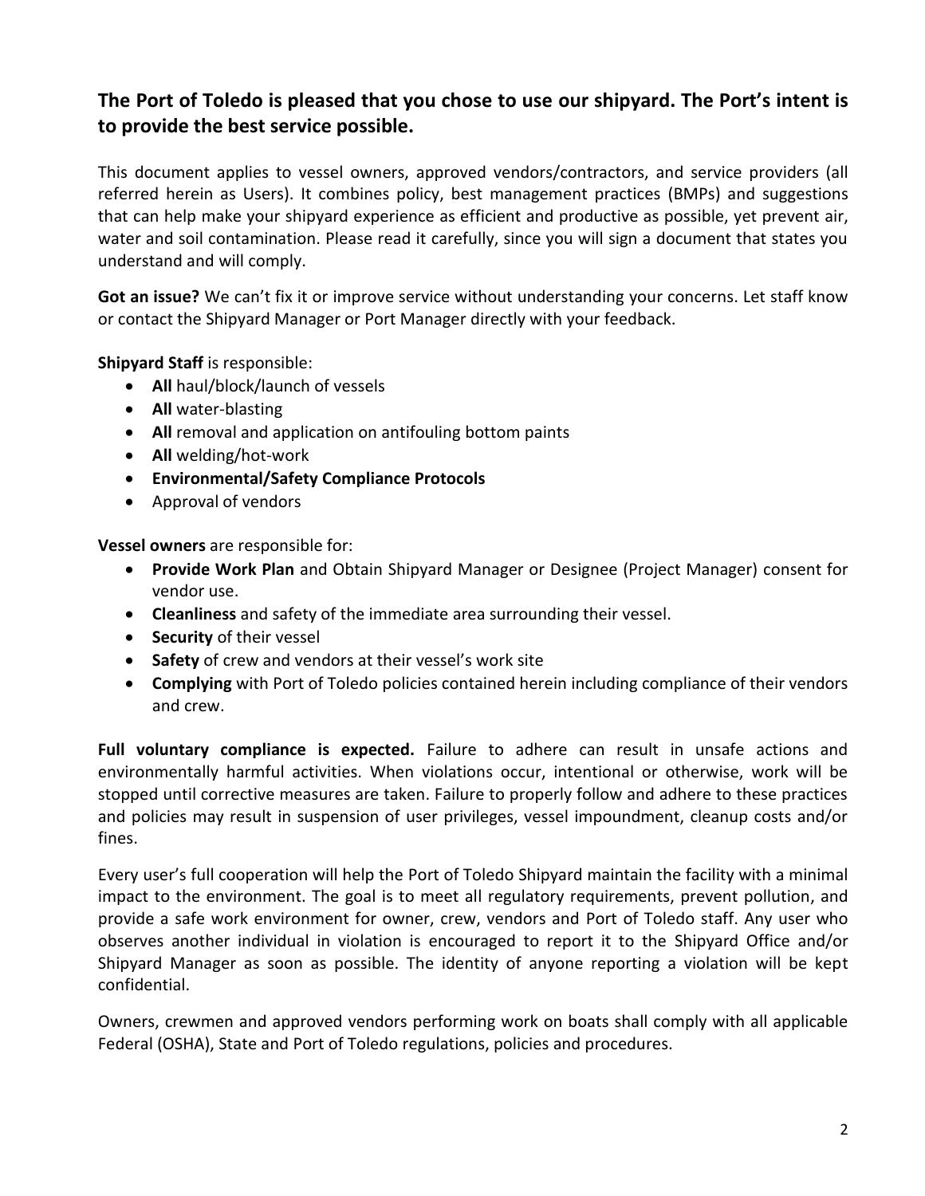## The Port of Toledo is pleased that you chose to use our shipyard. The Port's intent is to provide the best service possible.

This document applies to vessel owners, approved vendors/contractors, and service providers (all referred herein as Users). It combines policy, best management practices (BMPs) and suggestions that can help make your shipyard experience as efficient and productive as possible, yet prevent air, water and soil contamination. Please read it carefully, since you will sign a document that states you understand and will comply.

**Got an issue?** We can't fix it or improve service without understanding your concerns. Let staff know or contact the Shipyard Manager or Port Manager directly with your feedback.

**Shipyard Staff** is responsible:

- **All** haul/block/launch of vessels
- **All** water-blasting
- **All** removal and application on antifouling bottom paints
- **All** welding/hot-work
- **Environmental/Safety Compliance Protocols**
- Approval of vendors

**Vessel owners** are responsible for:

- **Provide Work Plan** and Obtain Shipyard Manager or Designee (Project Manager) consent for vendor use.
- **Cleanliness** and safety of the immediate area surrounding their vessel.
- **Security** of their vessel
- **Safety** of crew and vendors at their vessel's work site
- **Complying** with Port of Toledo policies contained herein including compliance of their vendors and crew.

**Full voluntary compliance is expected.** Failure to adhere can result in unsafe actions and environmentally harmful activities. When violations occur, intentional or otherwise, work will be stopped until corrective measures are taken. Failure to properly follow and adhere to these practices and policies may result in suspension of user privileges, vessel impoundment, cleanup costs and/or fines.

Every user's full cooperation will help the Port of Toledo Shipyard maintain the facility with a minimal impact to the environment. The goal is to meet all regulatory requirements, prevent pollution, and provide a safe work environment for owner, crew, vendors and Port of Toledo staff. Any user who observes another individual in violation is encouraged to report it to the Shipyard Office and/or Shipyard Manager as soon as possible. The identity of anyone reporting a violation will be kept confidential.

Owners, crewmen and approved vendors performing work on boats shall comply with all applicable Federal (OSHA), State and Port of Toledo regulations, policies and procedures.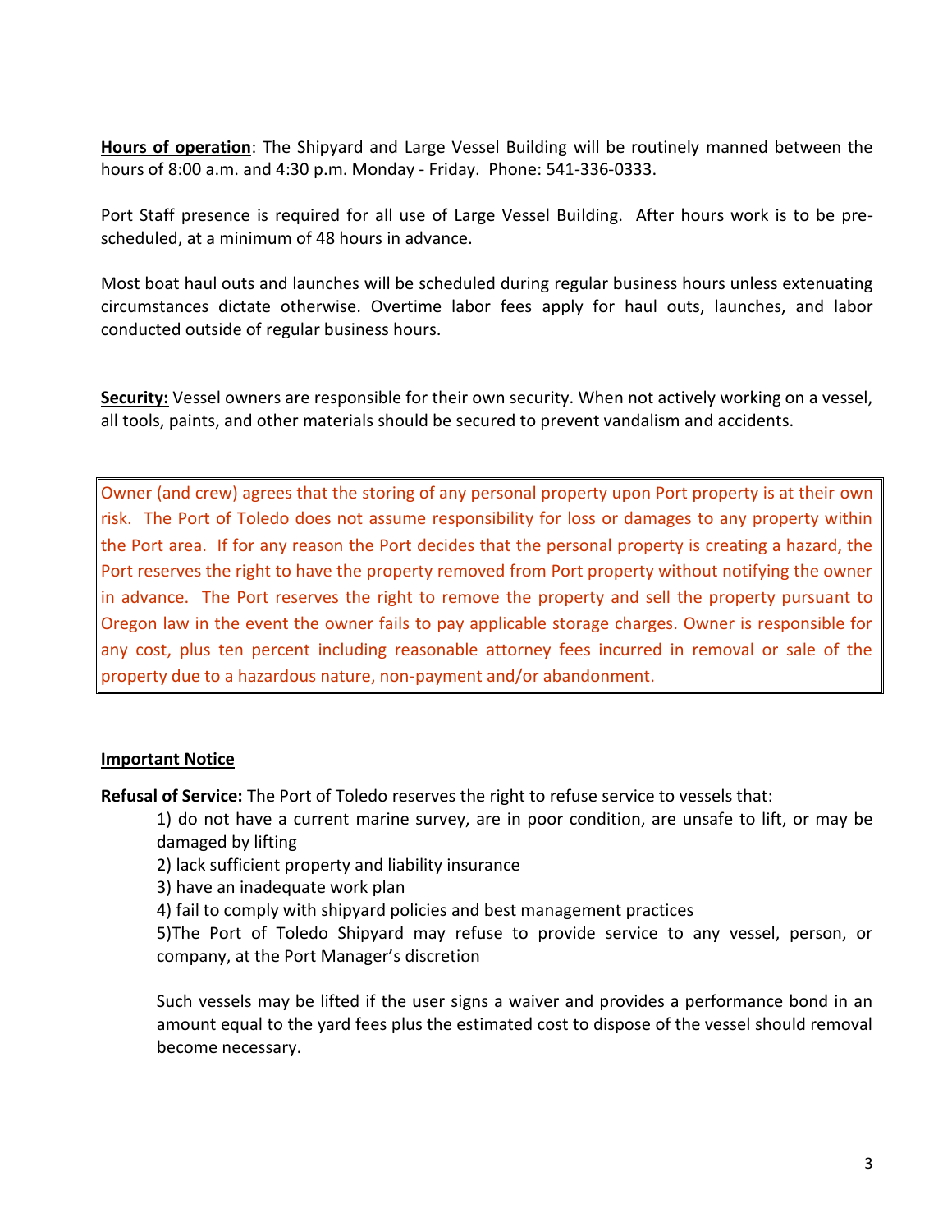**<u>Hours of operation</u>**: The Shipyard and Large Vessel Building will be routinely manned between the hours of 8:00 a.m. and 4:30 p.m. Monday - Friday. Phone: 541-336-0333.

Port Staff presence is required for all use of Large Vessel Building. After hours work is to be pre-scheduled, at a minimum of 48 hours in advance.

Most boat haul outs and launches will be scheduled during regular business hours unless extenuating circumstances dictate otherwise. Overtime labor fees apply for haul outs, launches, and labor conducted outside of regular business hours.

**<u>Security:</u>** Vessel owners are responsible for their own security. When not actively working on a vessel, all tools, paints, and other materials should be secured to prevent vandalism and accidents.

> Owner (and crew) agrees that the storing of any personal property upon Port property is at their own risk. The Port of Toledo does not assume responsibility for loss or damages to any property within the Port area. If for any reason the Port decides that the personal property is creating a hazard, the Port reserves the right to have the property removed from Port property without notifying the owner in advance. The Port reserves the right to remove the property and sell the property pursuant to Oregon law in the event the owner fails to pay applicable storage charges. Owner is responsible for any cost, plus ten percent including reasonable attorney fees incurred in removal or sale of the property due to a hazardous nature, non-payment and/or abandonment.

**<u>Important Notice</u>**

**Refusal of Service:** The Port of Toledo reserves the right to refuse service to vessels that:

1) do not have a current marine survey, are in poor condition, are unsafe to lift, or may be damaged by lifting
2) lack sufficient property and liability insurance
3) have an inadequate work plan
4) fail to comply with shipyard policies and best management practices
5) The Port of Toledo Shipyard may refuse to provide service to any vessel, person, or company, at the Port Manager's discretion

Such vessels may be lifted if the user signs a waiver and provides a performance bond in an amount equal to the yard fees plus the estimated cost to dispose of the vessel should removal become necessary.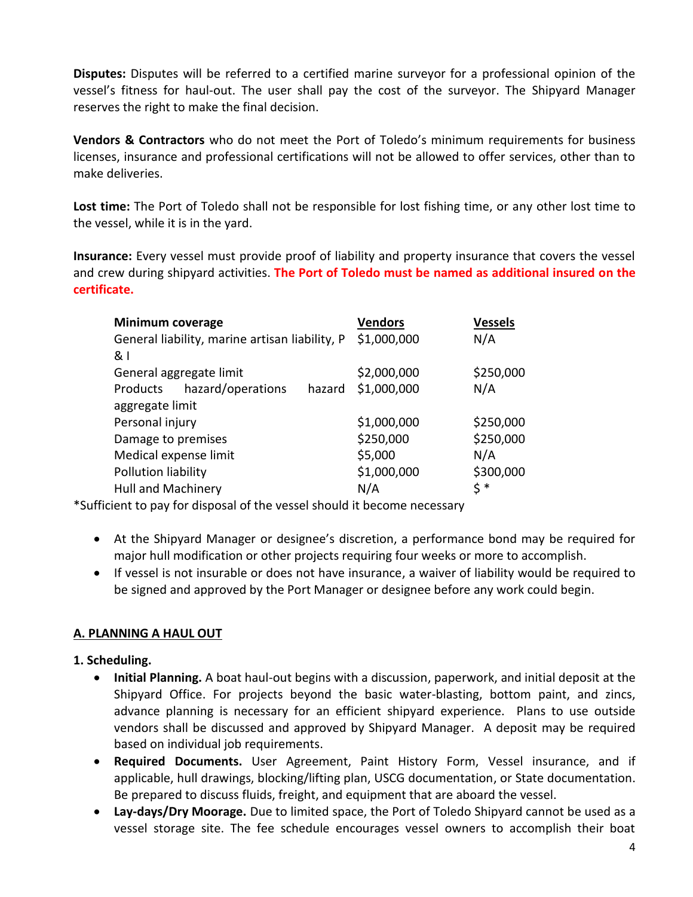**Disputes:** Disputes will be referred to a certified marine surveyor for a professional opinion of the vessel's fitness for haul-out. The user shall pay the cost of the surveyor. The Shipyard Manager reserves the right to make the final decision.

**Vendors & Contractors** who do not meet the Port of Toledo's minimum requirements for business licenses, insurance and professional certifications will not be allowed to offer services, other than to make deliveries.

**Lost time:** The Port of Toledo shall not be responsible for lost fishing time, or any other lost time to the vessel, while it is in the yard.

**Insurance:** Every vessel must provide proof of liability and property insurance that covers the vessel and crew during shipyard activities. **The Port of Toledo must be named as additional insured on the certificate.**

| **Minimum coverage** | **Vendors** | **Vessels** |
|---|---|---|
| General liability, marine artisan liability, P & I | $1,000,000 | N/A |
| General aggregate limit | $2,000,000 | $250,000 |
| Products hazard/operations hazard aggregate limit | $1,000,000 | N/A |
| Personal injury | $1,000,000 | $250,000 |
| Damage to premises | $250,000 | $250,000 |
| Medical expense limit | $5,000 | N/A |
| Pollution liability | $1,000,000 | $300,000 |
| Hull and Machinery | N/A | $ * |

*Sufficient to pay for disposal of the vessel should it become necessary

- At the Shipyard Manager or designee's discretion, a performance bond may be required for major hull modification or other projects requiring four weeks or more to accomplish.
- If vessel is not insurable or does not have insurance, a waiver of liability would be required to be signed and approved by the Port Manager or designee before any work could begin.

## A. PLANNING A HAUL OUT

### 1. Scheduling.

- **Initial Planning.** A boat haul-out begins with a discussion, paperwork, and initial deposit at the Shipyard Office. For projects beyond the basic water-blasting, bottom paint, and zincs, advance planning is necessary for an efficient shipyard experience. Plans to use outside vendors shall be discussed and approved by Shipyard Manager. A deposit may be required based on individual job requirements.
- **Required Documents.** User Agreement, Paint History Form, Vessel insurance, and if applicable, hull drawings, blocking/lifting plan, USCG documentation, or State documentation. Be prepared to discuss fluids, freight, and equipment that are aboard the vessel.
- **Lay-days/Dry Moorage.** Due to limited space, the Port of Toledo Shipyard cannot be used as a vessel storage site. The fee schedule encourages vessel owners to accomplish their boat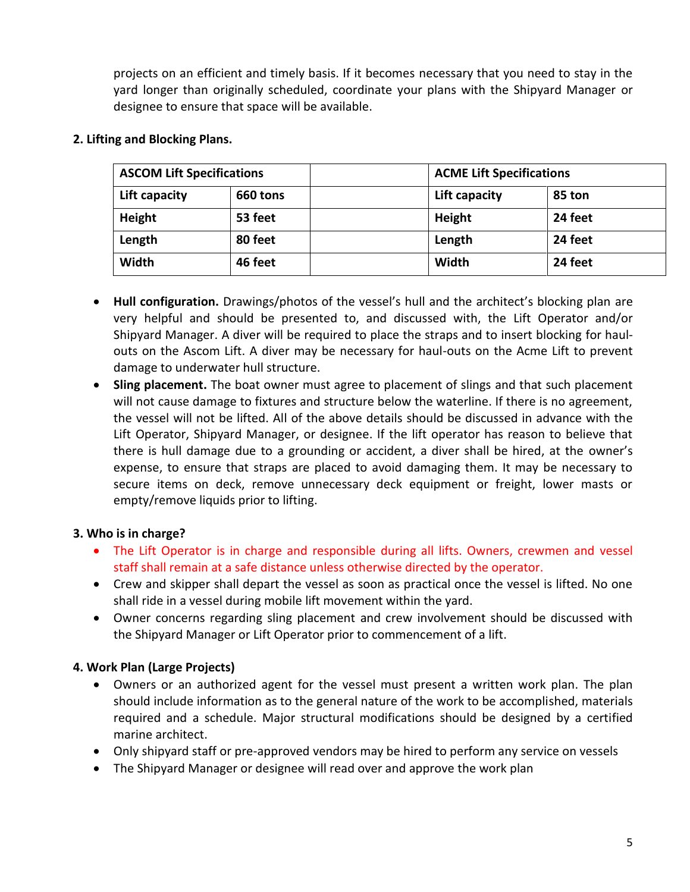projects on an efficient and timely basis. If it becomes necessary that you need to stay in the yard longer than originally scheduled, coordinate your plans with the Shipyard Manager or designee to ensure that space will be available.

**2. Lifting and Blocking Plans.**

| **ASCOM Lift Specifications** | | | **ACME Lift Specifications** | |
|---|---|---|---|---|
| **Lift capacity** | **660 tons** | | **Lift capacity** | **85 ton** |
| **Height** | **53 feet** | | **Height** | **24 feet** |
| **Length** | **80 feet** | | **Length** | **24 feet** |
| **Width** | **46 feet** | | **Width** | **24 feet** |

- **Hull configuration.** Drawings/photos of the vessel's hull and the architect's blocking plan are very helpful and should be presented to, and discussed with, the Lift Operator and/or Shipyard Manager. A diver will be required to place the straps and to insert blocking for haul-outs on the Ascom Lift. A diver may be necessary for haul-outs on the Acme Lift to prevent damage to underwater hull structure.
- **Sling placement.** The boat owner must agree to placement of slings and that such placement will not cause damage to fixtures and structure below the waterline. If there is no agreement, the vessel will not be lifted. All of the above details should be discussed in advance with the Lift Operator, Shipyard Manager, or designee. If the lift operator has reason to believe that there is hull damage due to a grounding or accident, a diver shall be hired, at the owner's expense, to ensure that straps are placed to avoid damaging them. It may be necessary to secure items on deck, remove unnecessary deck equipment or freight, lower masts or empty/remove liquids prior to lifting.

**3. Who is in charge?**

- The Lift Operator is in charge and responsible during all lifts. Owners, crewmen and vessel staff shall remain at a safe distance unless otherwise directed by the operator.
- Crew and skipper shall depart the vessel as soon as practical once the vessel is lifted. No one shall ride in a vessel during mobile lift movement within the yard.
- Owner concerns regarding sling placement and crew involvement should be discussed with the Shipyard Manager or Lift Operator prior to commencement of a lift.

**4. Work Plan (Large Projects)**

- Owners or an authorized agent for the vessel must present a written work plan. The plan should include information as to the general nature of the work to be accomplished, materials required and a schedule. Major structural modifications should be designed by a certified marine architect.
- Only shipyard staff or pre-approved vendors may be hired to perform any service on vessels
- The Shipyard Manager or designee will read over and approve the work plan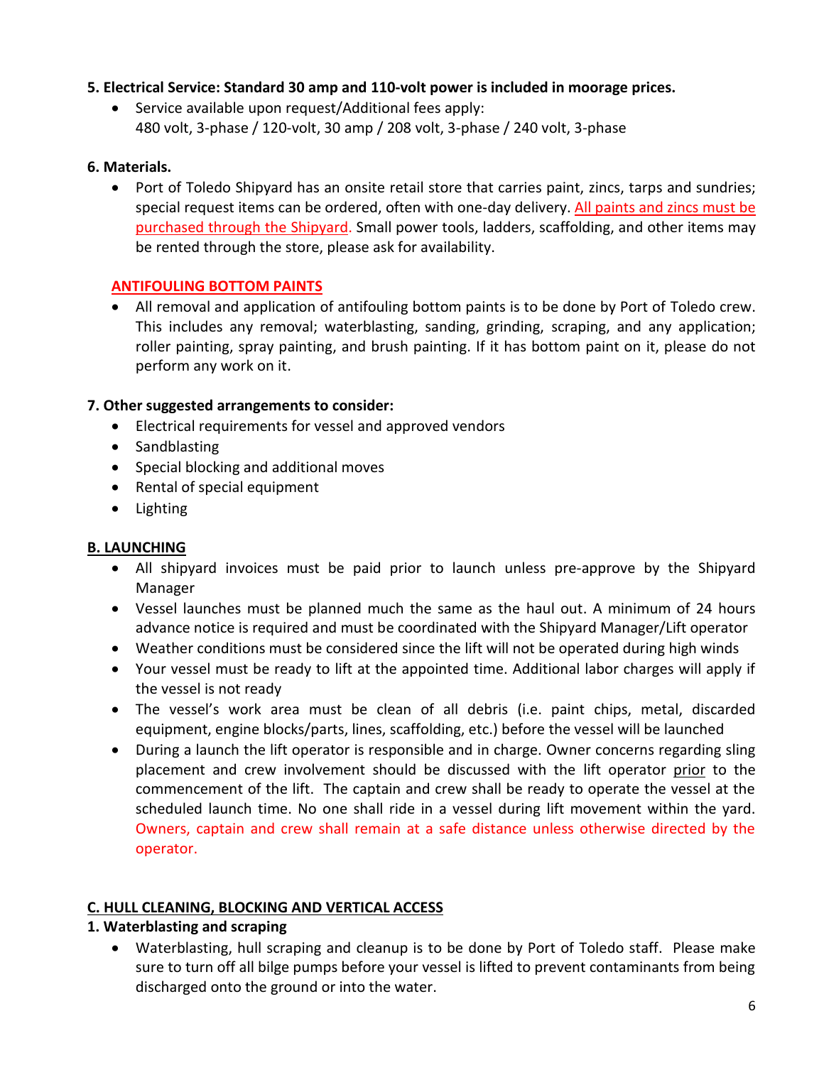**5. Electrical Service: Standard 30 amp and 110-volt power is included in moorage prices.**

- Service available upon request/Additional fees apply:
  480 volt, 3-phase / 120-volt, 30 amp / 208 volt, 3-phase / 240 volt, 3-phase

**6. Materials.**

- Port of Toledo Shipyard has an onsite retail store that carries paint, zincs, tarps and sundries; special request items can be ordered, often with one-day delivery. All paints and zincs must be purchased through the Shipyard. Small power tools, ladders, scaffolding, and other items may be rented through the store, please ask for availability.

**ANTIFOULING BOTTOM PAINTS**

- All removal and application of antifouling bottom paints is to be done by Port of Toledo crew. This includes any removal; waterblasting, sanding, grinding, scraping, and any application; roller painting, spray painting, and brush painting. If it has bottom paint on it, please do not perform any work on it.

**7. Other suggested arrangements to consider:**

- Electrical requirements for vessel and approved vendors
- Sandblasting
- Special blocking and additional moves
- Rental of special equipment
- Lighting

## B. LAUNCHING

- All shipyard invoices must be paid prior to launch unless pre-approve by the Shipyard Manager
- Vessel launches must be planned much the same as the haul out. A minimum of 24 hours advance notice is required and must be coordinated with the Shipyard Manager/Lift operator
- Weather conditions must be considered since the lift will not be operated during high winds
- Your vessel must be ready to lift at the appointed time. Additional labor charges will apply if the vessel is not ready
- The vessel's work area must be clean of all debris (i.e. paint chips, metal, discarded equipment, engine blocks/parts, lines, scaffolding, etc.) before the vessel will be launched
- During a launch the lift operator is responsible and in charge. Owner concerns regarding sling placement and crew involvement should be discussed with the lift operator prior to the commencement of the lift. The captain and crew shall be ready to operate the vessel at the scheduled launch time. No one shall ride in a vessel during lift movement within the yard. Owners, captain and crew shall remain at a safe distance unless otherwise directed by the operator.

## C. HULL CLEANING, BLOCKING AND VERTICAL ACCESS

**1. Waterblasting and scraping**

- Waterblasting, hull scraping and cleanup is to be done by Port of Toledo staff. Please make sure to turn off all bilge pumps before your vessel is lifted to prevent contaminants from being discharged onto the ground or into the water.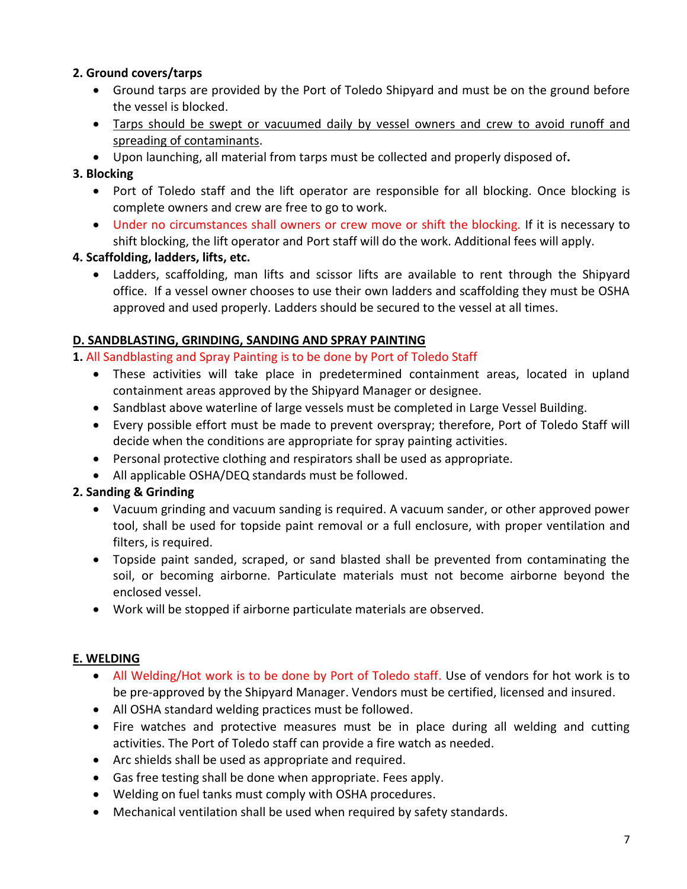**2. Ground covers/tarps**

- Ground tarps are provided by the Port of Toledo Shipyard and must be on the ground before the vessel is blocked.
- Tarps should be swept or vacuumed daily by vessel owners and crew to avoid runoff and spreading of contaminants.
- Upon launching, all material from tarps must be collected and properly disposed of.

**3. Blocking**

- Port of Toledo staff and the lift operator are responsible for all blocking. Once blocking is complete owners and crew are free to go to work.
- Under no circumstances shall owners or crew move or shift the blocking. If it is necessary to shift blocking, the lift operator and Port staff will do the work. Additional fees will apply.

**4. Scaffolding, ladders, lifts, etc.**

- Ladders, scaffolding, man lifts and scissor lifts are available to rent through the Shipyard office. If a vessel owner chooses to use their own ladders and scaffolding they must be OSHA approved and used properly. Ladders should be secured to the vessel at all times.

## D. SANDBLASTING, GRINDING, SANDING AND SPRAY PAINTING

**1.** All Sandblasting and Spray Painting is to be done by Port of Toledo Staff

- These activities will take place in predetermined containment areas, located in upland containment areas approved by the Shipyard Manager or designee.
- Sandblast above waterline of large vessels must be completed in Large Vessel Building.
- Every possible effort must be made to prevent overspray; therefore, Port of Toledo Staff will decide when the conditions are appropriate for spray painting activities.
- Personal protective clothing and respirators shall be used as appropriate.
- All applicable OSHA/DEQ standards must be followed.

**2. Sanding & Grinding**

- Vacuum grinding and vacuum sanding is required. A vacuum sander, or other approved power tool, shall be used for topside paint removal or a full enclosure, with proper ventilation and filters, is required.
- Topside paint sanded, scraped, or sand blasted shall be prevented from contaminating the soil, or becoming airborne. Particulate materials must not become airborne beyond the enclosed vessel.
- Work will be stopped if airborne particulate materials are observed.

## E. WELDING

- All Welding/Hot work is to be done by Port of Toledo staff. Use of vendors for hot work is to be pre-approved by the Shipyard Manager. Vendors must be certified, licensed and insured.
- All OSHA standard welding practices must be followed.
- Fire watches and protective measures must be in place during all welding and cutting activities. The Port of Toledo staff can provide a fire watch as needed.
- Arc shields shall be used as appropriate and required.
- Gas free testing shall be done when appropriate. Fees apply.
- Welding on fuel tanks must comply with OSHA procedures.
- Mechanical ventilation shall be used when required by safety standards.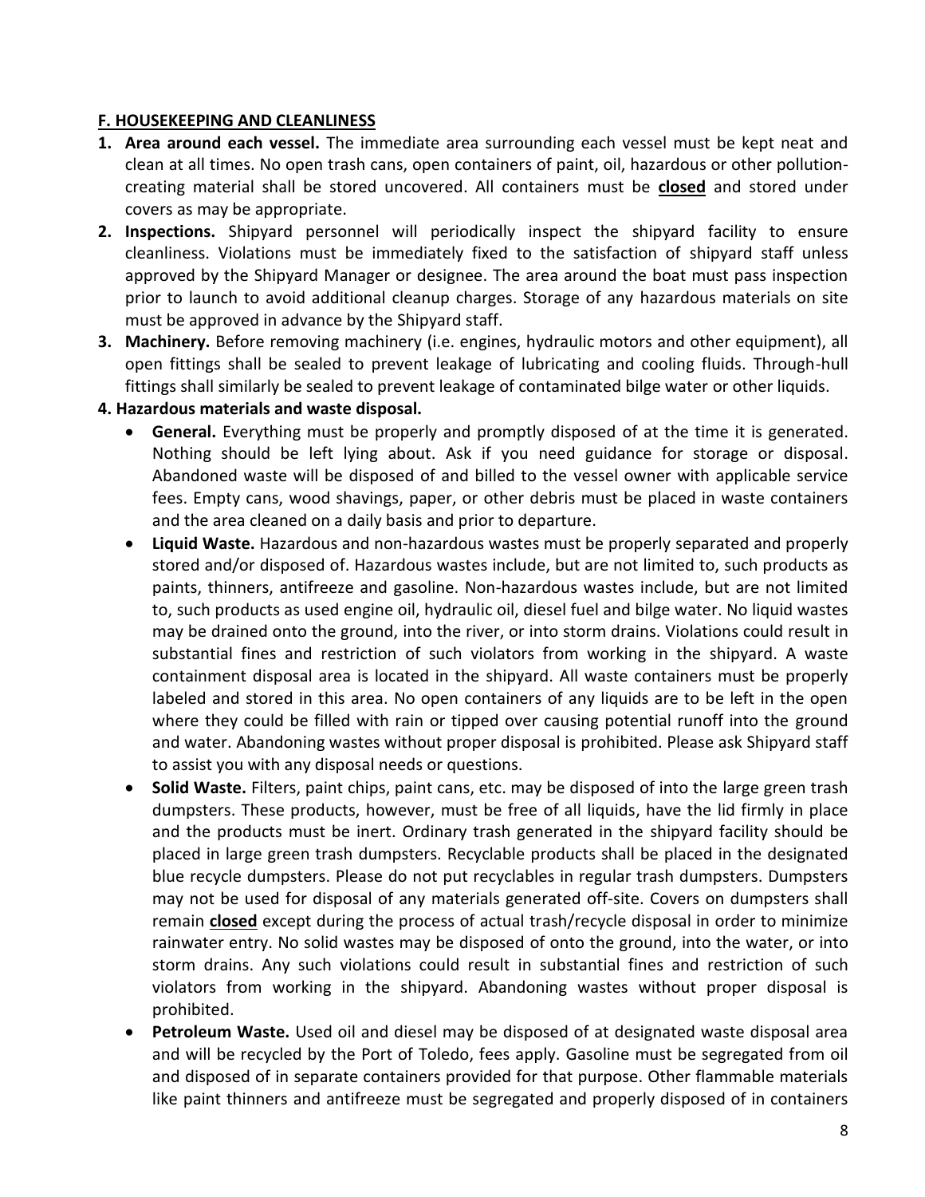## F. HOUSEKEEPING AND CLEANLINESS

1. **Area around each vessel.** The immediate area surrounding each vessel must be kept neat and clean at all times. No open trash cans, open containers of paint, oil, hazardous or other pollution-creating material shall be stored uncovered. All containers must be **closed** and stored under covers as may be appropriate.
2. **Inspections.** Shipyard personnel will periodically inspect the shipyard facility to ensure cleanliness. Violations must be immediately fixed to the satisfaction of shipyard staff unless approved by the Shipyard Manager or designee. The area around the boat must pass inspection prior to launch to avoid additional cleanup charges. Storage of any hazardous materials on site must be approved in advance by the Shipyard staff.
3. **Machinery.** Before removing machinery (i.e. engines, hydraulic motors and other equipment), all open fittings shall be sealed to prevent leakage of lubricating and cooling fluids. Through-hull fittings shall similarly be sealed to prevent leakage of contaminated bilge water or other liquids.

**4. Hazardous materials and waste disposal.**

- **General.** Everything must be properly and promptly disposed of at the time it is generated. Nothing should be left lying about. Ask if you need guidance for storage or disposal. Abandoned waste will be disposed of and billed to the vessel owner with applicable service fees. Empty cans, wood shavings, paper, or other debris must be placed in waste containers and the area cleaned on a daily basis and prior to departure.
- **Liquid Waste.** Hazardous and non-hazardous wastes must be properly separated and properly stored and/or disposed of. Hazardous wastes include, but are not limited to, such products as paints, thinners, antifreeze and gasoline. Non-hazardous wastes include, but are not limited to, such products as used engine oil, hydraulic oil, diesel fuel and bilge water. No liquid wastes may be drained onto the ground, into the river, or into storm drains. Violations could result in substantial fines and restriction of such violators from working in the shipyard. A waste containment disposal area is located in the shipyard. All waste containers must be properly labeled and stored in this area. No open containers of any liquids are to be left in the open where they could be filled with rain or tipped over causing potential runoff into the ground and water. Abandoning wastes without proper disposal is prohibited. Please ask Shipyard staff to assist you with any disposal needs or questions.
- **Solid Waste.** Filters, paint chips, paint cans, etc. may be disposed of into the large green trash dumpsters. These products, however, must be free of all liquids, have the lid firmly in place and the products must be inert. Ordinary trash generated in the shipyard facility should be placed in large green trash dumpsters. Recyclable products shall be placed in the designated blue recycle dumpsters. Please do not put recyclables in regular trash dumpsters. Dumpsters may not be used for disposal of any materials generated off-site. Covers on dumpsters shall remain **closed** except during the process of actual trash/recycle disposal in order to minimize rainwater entry. No solid wastes may be disposed of onto the ground, into the water, or into storm drains. Any such violations could result in substantial fines and restriction of such violators from working in the shipyard. Abandoning wastes without proper disposal is prohibited.
- **Petroleum Waste.** Used oil and diesel may be disposed of at designated waste disposal area and will be recycled by the Port of Toledo, fees apply. Gasoline must be segregated from oil and disposed of in separate containers provided for that purpose. Other flammable materials like paint thinners and antifreeze must be segregated and properly disposed of in containers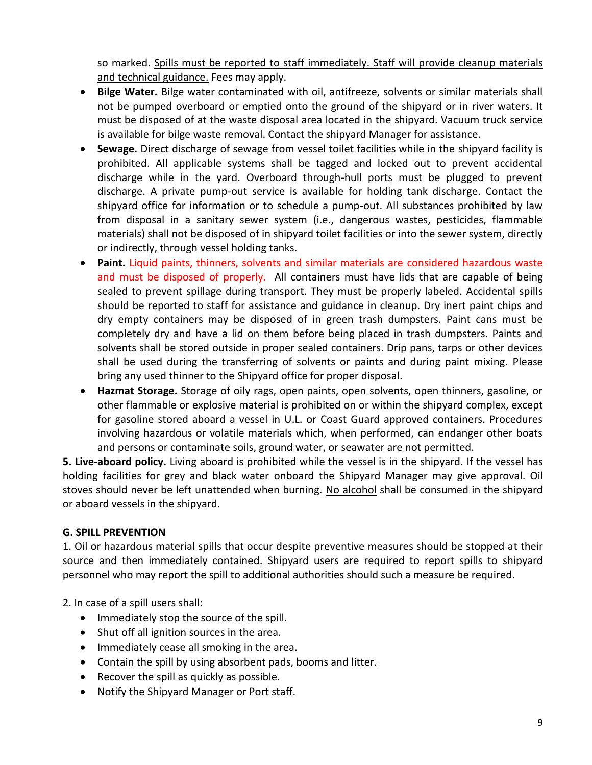so marked. Spills must be reported to staff immediately. Staff will provide cleanup materials and technical guidance. Fees may apply.

- **Bilge Water.** Bilge water contaminated with oil, antifreeze, solvents or similar materials shall not be pumped overboard or emptied onto the ground of the shipyard or in river waters. It must be disposed of at the waste disposal area located in the shipyard. Vacuum truck service is available for bilge waste removal. Contact the shipyard Manager for assistance.
- **Sewage.** Direct discharge of sewage from vessel toilet facilities while in the shipyard facility is prohibited. All applicable systems shall be tagged and locked out to prevent accidental discharge while in the yard. Overboard through-hull ports must be plugged to prevent discharge. A private pump-out service is available for holding tank discharge. Contact the shipyard office for information or to schedule a pump-out. All substances prohibited by law from disposal in a sanitary sewer system (i.e., dangerous wastes, pesticides, flammable materials) shall not be disposed of in shipyard toilet facilities or into the sewer system, directly or indirectly, through vessel holding tanks.
- **Paint.** Liquid paints, thinners, solvents and similar materials are considered hazardous waste and must be disposed of properly. All containers must have lids that are capable of being sealed to prevent spillage during transport. They must be properly labeled. Accidental spills should be reported to staff for assistance and guidance in cleanup. Dry inert paint chips and dry empty containers may be disposed of in green trash dumpsters. Paint cans must be completely dry and have a lid on them before being placed in trash dumpsters. Paints and solvents shall be stored outside in proper sealed containers. Drip pans, tarps or other devices shall be used during the transferring of solvents or paints and during paint mixing. Please bring any used thinner to the Shipyard office for proper disposal.
- **Hazmat Storage.** Storage of oily rags, open paints, open solvents, open thinners, gasoline, or other flammable or explosive material is prohibited on or within the shipyard complex, except for gasoline stored aboard a vessel in U.L. or Coast Guard approved containers. Procedures involving hazardous or volatile materials which, when performed, can endanger other boats and persons or contaminate soils, ground water, or seawater are not permitted.

**5. Live-aboard policy.** Living aboard is prohibited while the vessel is in the shipyard. If the vessel has holding facilities for grey and black water onboard the Shipyard Manager may give approval. Oil stoves should never be left unattended when burning. No alcohol shall be consumed in the shipyard or aboard vessels in the shipyard.

## G. SPILL PREVENTION

1. Oil or hazardous material spills that occur despite preventive measures should be stopped at their source and then immediately contained. Shipyard users are required to report spills to shipyard personnel who may report the spill to additional authorities should such a measure be required.

2. In case of a spill users shall:

- Immediately stop the source of the spill.
- Shut off all ignition sources in the area.
- Immediately cease all smoking in the area.
- Contain the spill by using absorbent pads, booms and litter.
- Recover the spill as quickly as possible.
- Notify the Shipyard Manager or Port staff.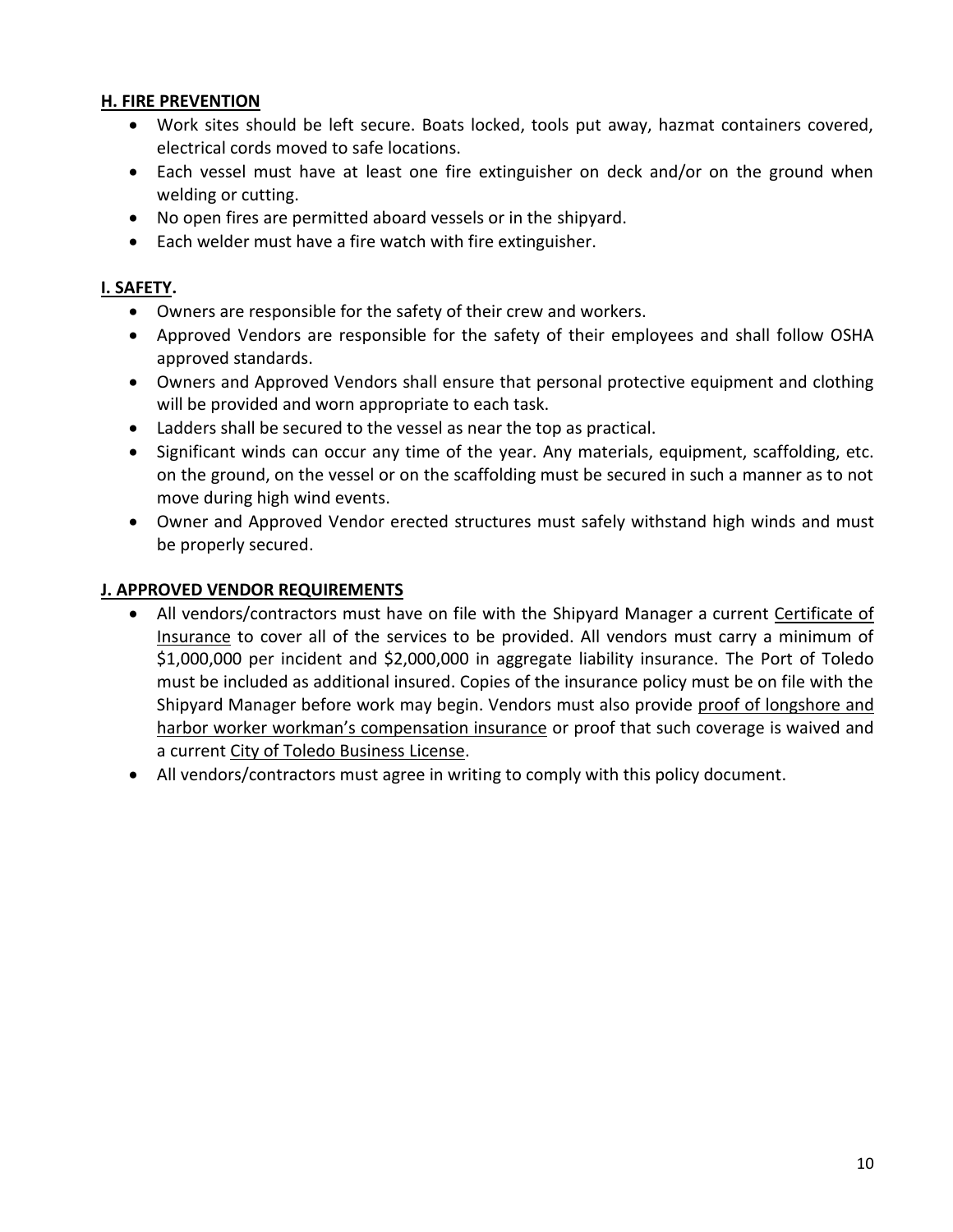### H. FIRE PREVENTION

- Work sites should be left secure. Boats locked, tools put away, hazmat containers covered, electrical cords moved to safe locations.
- Each vessel must have at least one fire extinguisher on deck and/or on the ground when welding or cutting.
- No open fires are permitted aboard vessels or in the shipyard.
- Each welder must have a fire watch with fire extinguisher.

### I. SAFETY.

- Owners are responsible for the safety of their crew and workers.
- Approved Vendors are responsible for the safety of their employees and shall follow OSHA approved standards.
- Owners and Approved Vendors shall ensure that personal protective equipment and clothing will be provided and worn appropriate to each task.
- Ladders shall be secured to the vessel as near the top as practical.
- Significant winds can occur any time of the year. Any materials, equipment, scaffolding, etc. on the ground, on the vessel or on the scaffolding must be secured in such a manner as to not move during high wind events.
- Owner and Approved Vendor erected structures must safely withstand high winds and must be properly secured.

### J. APPROVED VENDOR REQUIREMENTS

- All vendors/contractors must have on file with the Shipyard Manager a current Certificate of Insurance to cover all of the services to be provided. All vendors must carry a minimum of $1,000,000 per incident and $2,000,000 in aggregate liability insurance. The Port of Toledo must be included as additional insured. Copies of the insurance policy must be on file with the Shipyard Manager before work may begin. Vendors must also provide proof of longshore and harbor worker workman's compensation insurance or proof that such coverage is waived and a current City of Toledo Business License.
- All vendors/contractors must agree in writing to comply with this policy document.